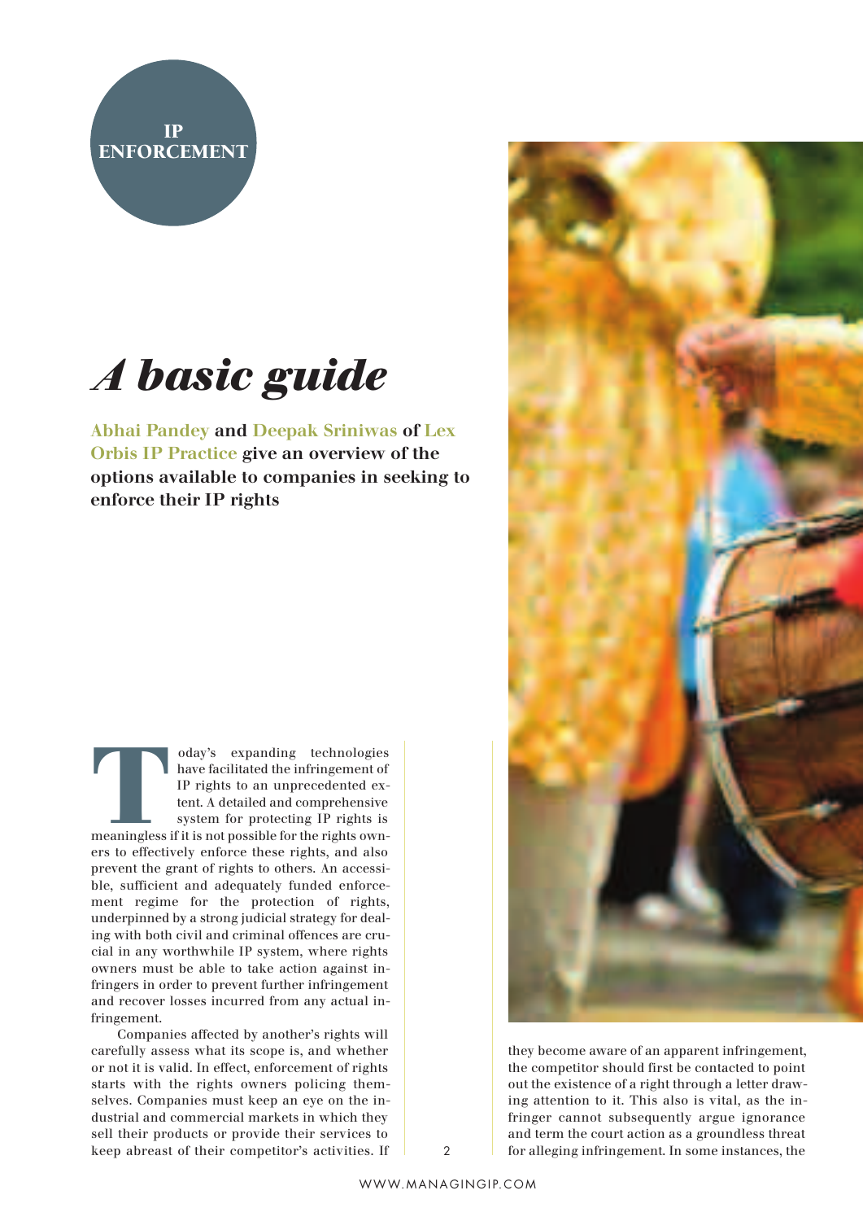IP ENFORCEMENT

# *A basic guide*

**Abhai Pandey and Deepak Sriniwas of Lex Orbis IP Practice give an overview of the options available to companies in seeking to enforce their IP rights**

Today's expanding technologies have facilitated the infringement of IP rights to an unprecedented extent. A detailed and comprehensive system for protecting IP rights is meaningless if it is not possible for the rights owners to effectively enforce these rights, and also prevent the grant of rights to others. An accessible, sufficient and adequately funded enforcement regime for the protection of rights, underpinned by a strong judicial strategy for dealing with both civil and criminal offences are crucial in any worthwhile IP system, where rights owners must be able to take action against infringers in order to prevent further infringement and recover losses incurred from any actual infringement.

Companies affected by another's rights will carefully assess what its scope is, and whether or not it is valid. In effect, enforcement of rights starts with the rights owners policing themselves. Companies must keep an eye on the industrial and commercial markets in which they sell their products or provide their services to keep abreast of their competitor's activities. If they become aware of an apparent infringement, the competitor should first be contacted to point out the existence of a right through a letter drawing attention to it. This also is vital, as the infringer cannot subsequently argue ignorance and term the court action as a groundless threat for alleging infringement. In some instances, the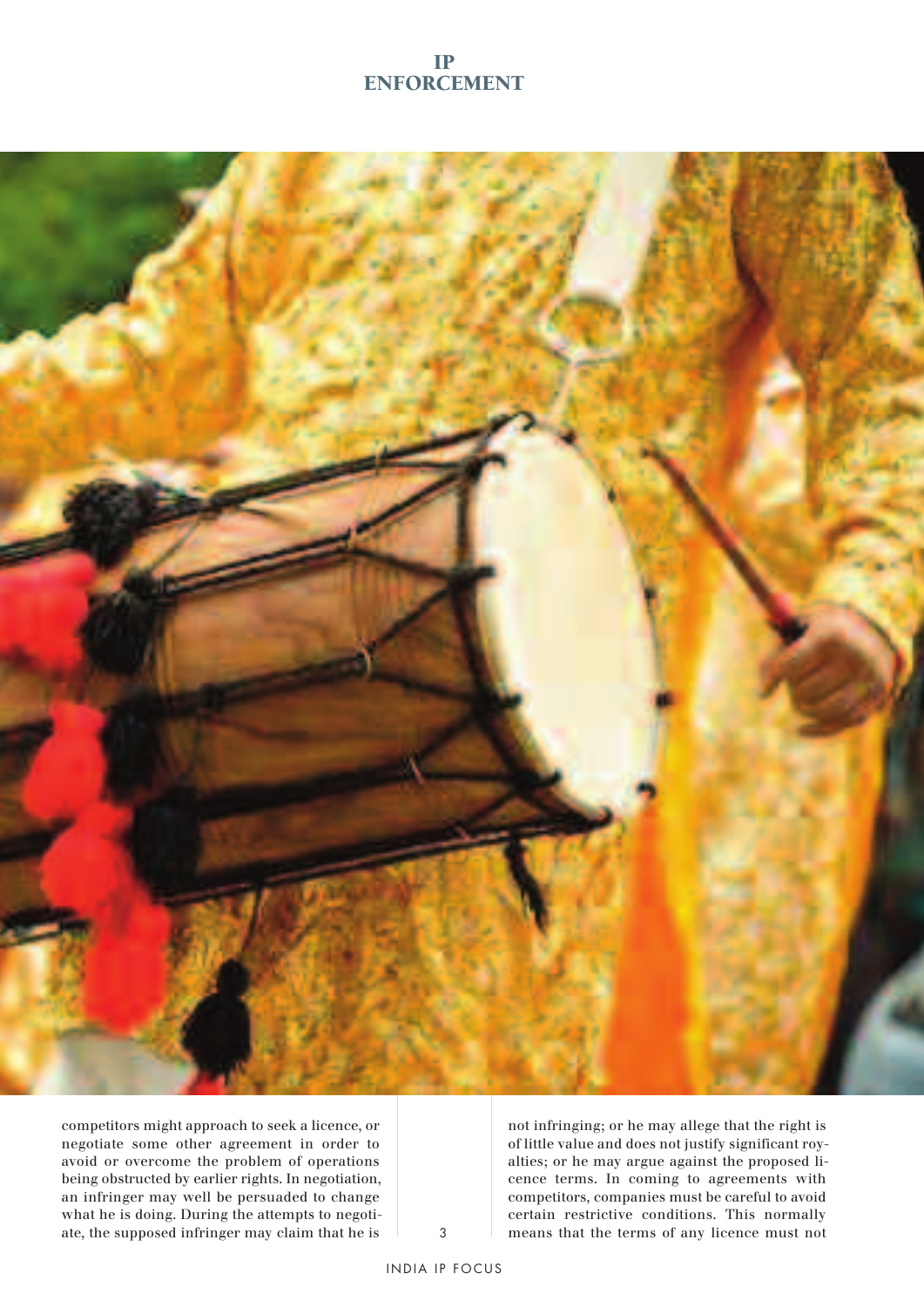competitors might approach to seek a licence, or negotiate some other agreement in order to avoid or overcome the problem of operations being obstructed by earlier rights. In negotiation, an infringer may well be persuaded to change what he is doing. During the attempts to negotiate, the supposed infringer may claim that he is not infringing; or he may allege that the right is of little value and does not justify significant royalties; or he may argue against the proposed licence terms. In coming to agreements with competitors, companies must be careful to avoid certain restrictive conditions. This normally means that the terms of any licence must not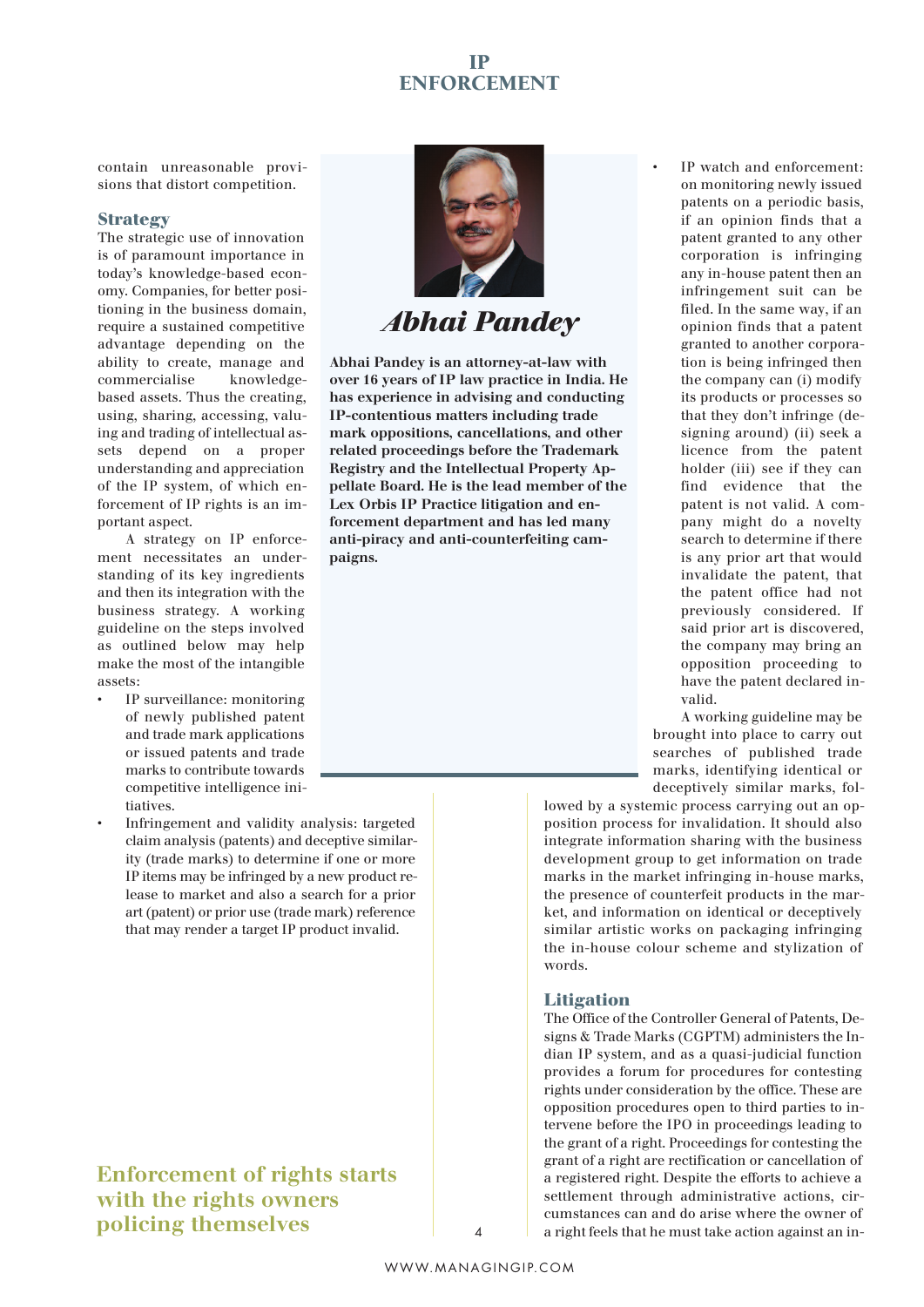contain unreasonable provisions that distort competition.

## Strategy

The strategic use of innovation is of paramount importance in today's knowledge-based economy. Companies, for better positioning in the business domain, require a sustained competitive advantage depending on the ability to create, manage and commercialise knowledge-based assets. Thus the creating, using, sharing, accessing, valuing and trading of intellectual assets depend on a proper understanding and appreciation of the IP system, of which enforcement of IP rights is an important aspect.

A strategy on IP enforcement necessitates an understanding of its key ingredients and then its integration with the business strategy. A working guideline on the steps involved as outlined below may help make the most of the intangible assets:

- IP surveillance: monitoring of newly published patent and trade mark applications or issued patents and trade marks to contribute towards competitive intelligence initiatives.
- Infringement and validity analysis: targeted claim analysis (patents) and deceptive similarity (trade marks) to determine if one or more IP items may be infringed by a new product release to market and also a search for a prior art (patent) or prior use (trade mark) reference that may render a target IP product invalid.
- IP watch and enforcement: on monitoring newly issued patents on a periodic basis, if an opinion finds that a patent granted to any other corporation is infringing any in-house patent then an infringement suit can be filed. In the same way, if an opinion finds that a patent granted to another corporation is being infringed then the company can (i) modify its products or processes so that they don't infringe (designing around) (ii) seek a licence from the patent holder (iii) see if they can find evidence that the patent is not valid. A company might do a novelty search to determine if there is any prior art that would invalidate the patent, that the patent office had not previously considered. If said prior art is discovered, the company may bring an opposition proceeding to have the patent declared invalid.

A working guideline may be brought into place to carry out searches of published trade marks, identifying identical or deceptively similar marks, followed by a systemic process carrying out an opposition process for invalidation. It should also integrate information sharing with the business development group to get information on trade marks in the market infringing in-house marks, the presence of counterfeit products in the market, and information on identical or deceptively similar artistic works on packaging infringing the in-house colour scheme and stylization of words.

## Abhai Pandey

**Abhai Pandey is an attorney-at-law with over 16 years of IP law practice in India. He has experience in advising and conducting IP-contentious matters including trade mark oppositions, cancellations, and other related proceedings before the Trademark Registry and the Intellectual Property Appellate Board. He is the lead member of the Lex Orbis IP Practice litigation and enforcement department and has led many anti-piracy and anti-counterfeiting campaigns.**

## Litigation

The Office of the Controller General of Patents, Designs & Trade Marks (CGPTM) administers the Indian IP system, and as a quasi-judicial function provides a forum for procedures for contesting rights under consideration by the office. These are opposition procedures open to third parties to intervene before the IPO in proceedings leading to the grant of a right. Proceedings for contesting the grant of a right are rectification or cancellation of a registered right. Despite the efforts to achieve a settlement through administrative actions, circumstances can and do arise where the owner of a right feels that he must take action against an in-

**Enforcement of rights starts with the rights owners policing themselves**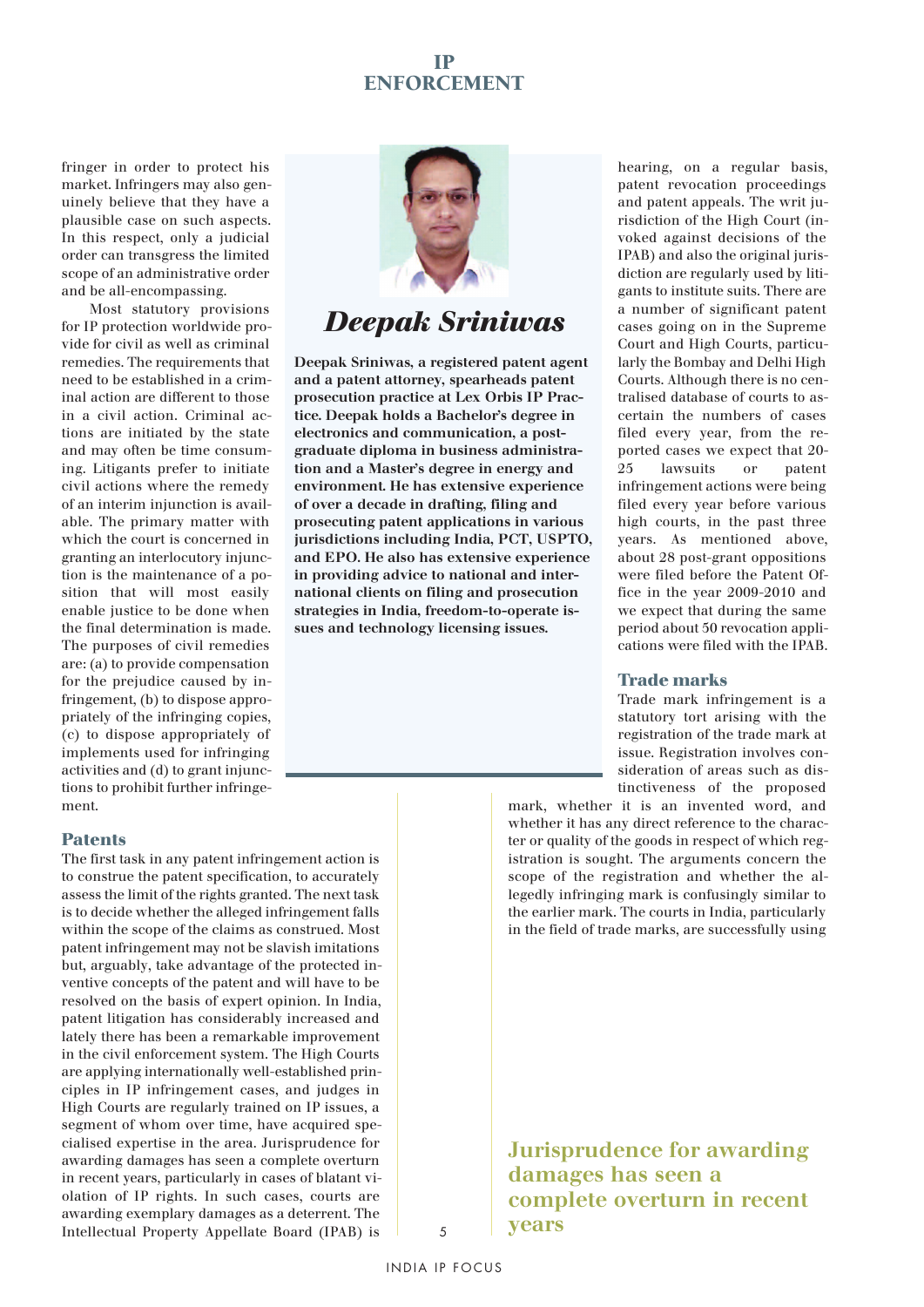fringer in order to protect his market. Infringers may also genuinely believe that they have a plausible case on such aspects. In this respect, only a judicial order can transgress the limited scope of an administrative order and be all-encompassing.

Most statutory provisions for IP protection worldwide provide for civil as well as criminal remedies. The requirements that need to be established in a criminal action are different to those in a civil action. Criminal actions are initiated by the state and may often be time consuming. Litigants prefer to initiate civil actions where the remedy of an interim injunction is available. The primary matter with which the court is concerned in granting an interlocutory injunction is the maintenance of a position that will most easily enable justice to be done when the final determination is made. The purposes of civil remedies are: (a) to provide compensation for the prejudice caused by infringement, (b) to dispose appropriately of the infringing copies, (c) to dispose appropriately of implements used for infringing activities and (d) to grant injunctions to prohibit further infringement.

## *Deepak Sriniwas*

**Deepak Sriniwas, a registered patent agent and a patent attorney, spearheads patent prosecution practice at Lex Orbis IP Practice. Deepak holds a Bachelor's degree in electronics and communication, a postgraduate diploma in business administration and a Master's degree in energy and environment. He has extensive experience of over a decade in drafting, filing and prosecuting patent applications in various jurisdictions including India, PCT, USPTO, and EPO. He also has extensive experience in providing advice to national and international clients on filing and prosecution strategies in India, freedom-to-operate issues and technology licensing issues.**

### Patents

The first task in any patent infringement action is to construe the patent specification, to accurately assess the limit of the rights granted. The next task is to decide whether the alleged infringement falls within the scope of the claims as construed. Most patent infringement may not be slavish imitations but, arguably, take advantage of the protected inventive concepts of the patent and will have to be resolved on the basis of expert opinion. In India, patent litigation has considerably increased and lately there has been a remarkable improvement in the civil enforcement system. The High Courts are applying internationally well-established principles in IP infringement cases, and judges in High Courts are regularly trained on IP issues, a segment of whom over time, have acquired specialised expertise in the area. Jurisprudence for awarding damages has seen a complete overturn in recent years, particularly in cases of blatant violation of IP rights. In such cases, courts are awarding exemplary damages as a deterrent. The Intellectual Property Appellate Board (IPAB) is hearing, on a regular basis, patent revocation proceedings and patent appeals. The writ jurisdiction of the High Court (invoked against decisions of the IPAB) and also the original jurisdiction are regularly used by litigants to institute suits. There are a number of significant patent cases going on in the Supreme Court and High Courts, particularly the Bombay and Delhi High Courts. Although there is no centralised database of courts to ascertain the numbers of cases filed every year, from the reported cases we expect that 20-25 lawsuits or patent infringement actions were being filed every year before various high courts, in the past three years. As mentioned above, about 28 post-grant oppositions were filed before the Patent Office in the year 2009-2010 and we expect that during the same period about 50 revocation applications were filed with the IPAB.

### Trade marks

Trade mark infringement is a statutory tort arising with the registration of the trade mark at issue. Registration involves consideration of areas such as distinctiveness of the proposed mark, whether it is an invented word, and whether it has any direct reference to the character or quality of the goods in respect of which registration is sought. The arguments concern the scope of the registration and whether the allegedly infringing mark is confusingly similar to the earlier mark. The courts in India, particularly in the field of trade marks, are successfully using

**Jurisprudence for awarding damages has seen a complete overturn in recent years**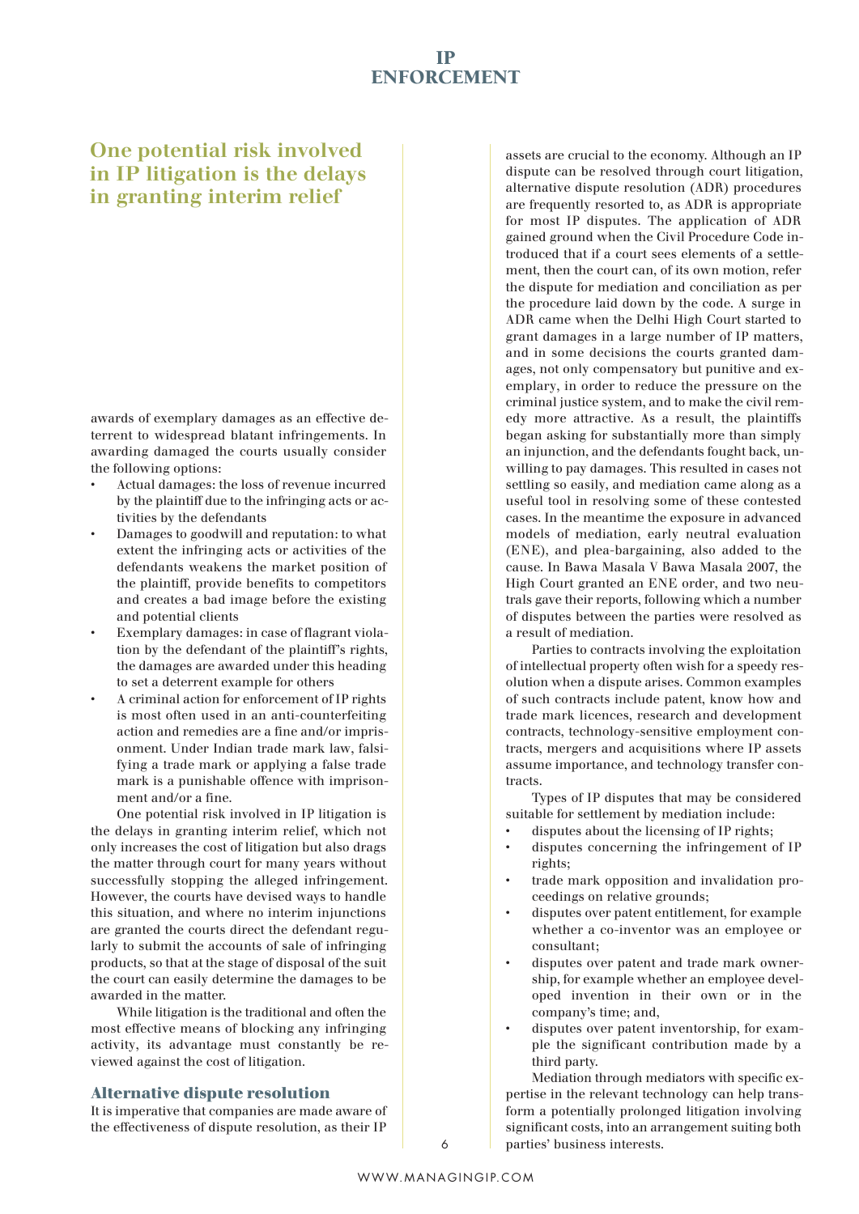> One potential risk involved in IP litigation is the delays in granting interim relief

awards of exemplary damages as an effective deterrent to widespread blatant infringements. In awarding damaged the courts usually consider the following options:

- Actual damages: the loss of revenue incurred by the plaintiff due to the infringing acts or activities by the defendants
- Damages to goodwill and reputation: to what extent the infringing acts or activities of the defendants weakens the market position of the plaintiff, provide benefits to competitors and creates a bad image before the existing and potential clients
- Exemplary damages: in case of flagrant violation by the defendant of the plaintiff's rights, the damages are awarded under this heading to set a deterrent example for others
- A criminal action for enforcement of IP rights is most often used in an anti-counterfeiting action and remedies are a fine and/or imprisonment. Under Indian trade mark law, falsifying a trade mark or applying a false trade mark is a punishable offence with imprisonment and/or a fine.

One potential risk involved in IP litigation is the delays in granting interim relief, which not only increases the cost of litigation but also drags the matter through court for many years without successfully stopping the alleged infringement. However, the courts have devised ways to handle this situation, and where no interim injunctions are granted the courts direct the defendant regularly to submit the accounts of sale of infringing products, so that at the stage of disposal of the suit the court can easily determine the damages to be awarded in the matter.

While litigation is the traditional and often the most effective means of blocking any infringing activity, its advantage must constantly be reviewed against the cost of litigation.

## Alternative dispute resolution

It is imperative that companies are made aware of the effectiveness of dispute resolution, as their IP assets are crucial to the economy. Although an IP dispute can be resolved through court litigation, alternative dispute resolution (ADR) procedures are frequently resorted to, as ADR is appropriate for most IP disputes. The application of ADR gained ground when the Civil Procedure Code introduced that if a court sees elements of a settlement, then the court can, of its own motion, refer the dispute for mediation and conciliation as per the procedure laid down by the code. A surge in ADR came when the Delhi High Court started to grant damages in a large number of IP matters, and in some decisions the courts granted damages, not only compensatory but punitive and exemplary, in order to reduce the pressure on the criminal justice system, and to make the civil remedy more attractive. As a result, the plaintiffs began asking for substantially more than simply an injunction, and the defendants fought back, unwilling to pay damages. This resulted in cases not settling so easily, and mediation came along as a useful tool in resolving some of these contested cases. In the meantime the exposure in advanced models of mediation, early neutral evaluation (ENE), and plea-bargaining, also added to the cause. In Bawa Masala V Bawa Masala 2007, the High Court granted an ENE order, and two neutrals gave their reports, following which a number of disputes between the parties were resolved as a result of mediation.

Parties to contracts involving the exploitation of intellectual property often wish for a speedy resolution when a dispute arises. Common examples of such contracts include patent, know how and trade mark licences, research and development contracts, technology-sensitive employment contracts, mergers and acquisitions where IP assets assume importance, and technology transfer contracts.

Types of IP disputes that may be considered suitable for settlement by mediation include:

- disputes about the licensing of IP rights;
- disputes concerning the infringement of IP rights;
- trade mark opposition and invalidation proceedings on relative grounds;
- disputes over patent entitlement, for example whether a co-inventor was an employee or consultant;
- disputes over patent and trade mark ownership, for example whether an employee developed invention in their own or in the company's time; and,
- disputes over patent inventorship, for example the significant contribution made by a third party.

Mediation through mediators with specific expertise in the relevant technology can help transform a potentially prolonged litigation involving significant costs, into an arrangement suiting both parties' business interests.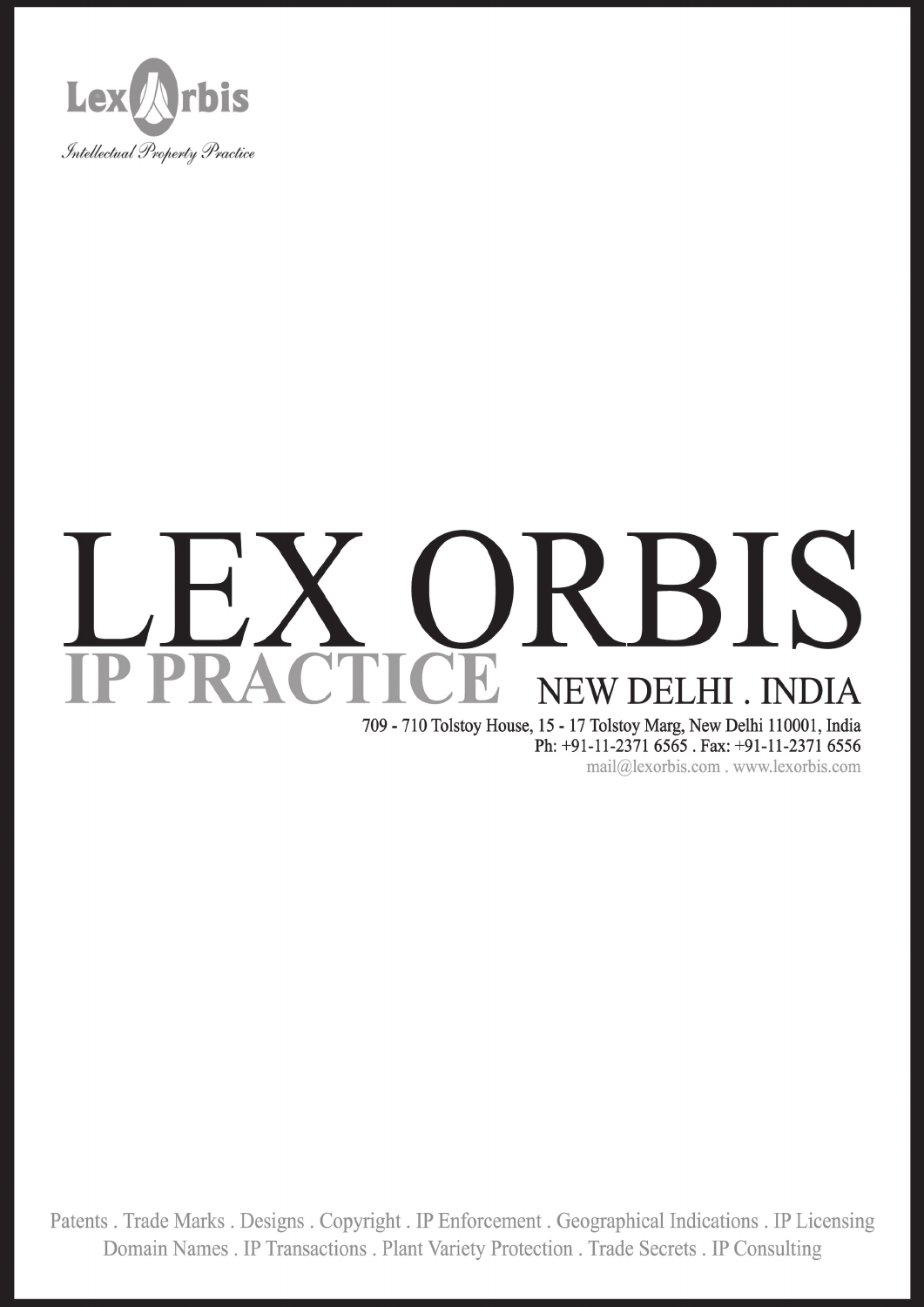Lex Orbis

*Intellectual Property Practice*

# LEX ORBIS

## IP PRACTICE

NEW DELHI . INDIA

709 - 710 Tolstoy House, 15 - 17 Tolstoy Marg, New Delhi 110001, India
Ph: +91-11-2371 6565 . Fax: +91-11-2371 6556
mail@lexorbis.com . www.lexorbis.com

Patents . Trade Marks . Designs . Copyright . IP Enforcement . Geographical Indications . IP Licensing
Domain Names . IP Transactions . Plant Variety Protection . Trade Secrets . IP Consulting